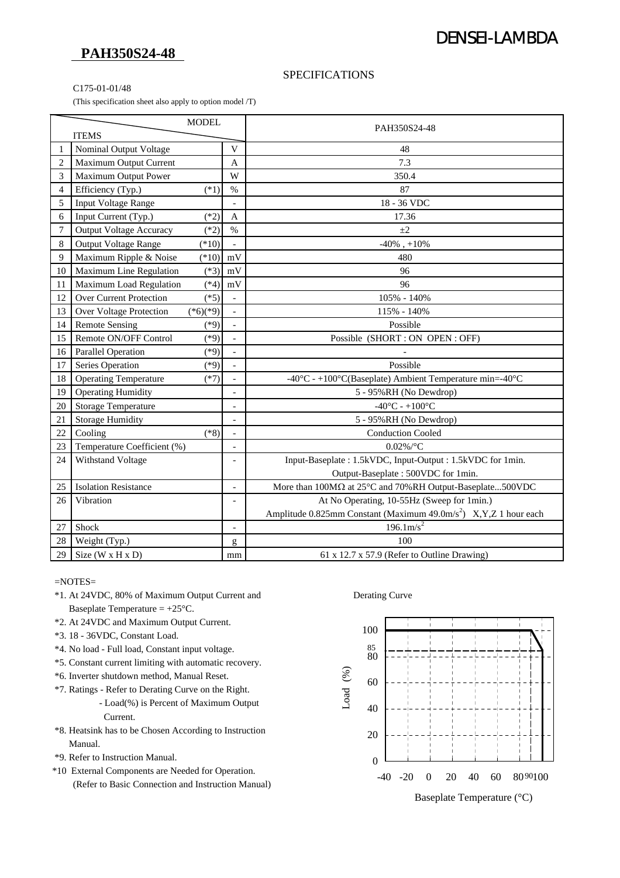DENSEI-LAMBDA

# PAH350S24-48

## SPECIFICATIONS

C175-01-01/48

(This specification sheet also apply to option model /T)

| | ITEMS / MODEL | | PAH350S24-48 |
|---|---|---|---|
| 1 | Nominal Output Voltage | V | 48 |
| 2 | Maximum Output Current | A | 7.3 |
| 3 | Maximum Output Power | W | 350.4 |
| 4 | Efficiency (Typ.) (*1) | % | 87 |
| 5 | Input Voltage Range | - | 18 - 36 VDC |
| 6 | Input Current (Typ.) (*2) | A | 17.36 |
| 7 | Output Voltage Accuracy (*2) | % | ±2 |
| 8 | Output Voltage Range (*10) | - | -40% , +10% |
| 9 | Maximum Ripple & Noise (*10) | mV | 480 |
| 10 | Maximum Line Regulation (*3) | mV | 96 |
| 11 | Maximum Load Regulation (*4) | mV | 96 |
| 12 | Over Current Protection (*5) | - | 105% - 140% |
| 13 | Over Voltage Protection (*6)(*9) | - | 115% - 140% |
| 14 | Remote Sensing (*9) | - | Possible |
| 15 | Remote ON/OFF Control (*9) | - | Possible (SHORT : ON OPEN : OFF) |
| 16 | Parallel Operation (*9) | - | - |
| 17 | Series Operation (*9) | - | Possible |
| 18 | Operating Temperature (*7) | - | -40°C - +100°C(Baseplate) Ambient Temperature min=-40°C |
| 19 | Operating Humidity | - | 5 - 95%RH (No Dewdrop) |
| 20 | Storage Temperature | - | -40°C - +100°C |
| 21 | Storage Humidity | - | 5 - 95%RH (No Dewdrop) |
| 22 | Cooling (*8) | - | Conduction Cooled |
| 23 | Temperature Coefficient (%) | - | 0.02%/°C |
| 24 | Withstand Voltage | - | Input-Baseplate : 1.5kVDC, Input-Output : 1.5kVDC for 1min. Output-Baseplate : 500VDC for 1min. |
| 25 | Isolation Resistance | - | More than 100MΩ at 25°C and 70%RH Output-Baseplate...500VDC |
| 26 | Vibration | - | At No Operating, 10-55Hz (Sweep for 1min.) Amplitude 0.825mm Constant (Maximum 49.0m/s$^2$) X,Y,Z 1 hour each |
| 27 | Shock | - | 196.1m/s$^2$ |
| 28 | Weight (Typ.) | g | 100 |
| 29 | Size (W x H x D) | mm | 61 x 12.7 x 57.9 (Refer to Outline Drawing) |

=NOTES=

*1. At 24VDC, 80% of Maximum Output Current and Baseplate Temperature = +25°C.

*2. At 24VDC and Maximum Output Current.

*3. 18 - 36VDC, Constant Load.

*4. No load - Full load, Constant input voltage.

*5. Constant current limiting with automatic recovery.

*6. Inverter shutdown method, Manual Reset.

*7. Ratings - Refer to Derating Curve on the Right.
- Load(%) is Percent of Maximum Output Current.

*8. Heatsink has to be Chosen According to Instruction Manual.

*9. Refer to Instruction Manual.

*10 External Components are Needed for Operation. (Refer to Basic Connection and Instruction Manual)

Derating Curve

Load (%): 0, 20, 40, 60, 80, 85, 100

Baseplate Temperature (°C): -40, -20, 0, 20, 40, 60, 80, 90, 100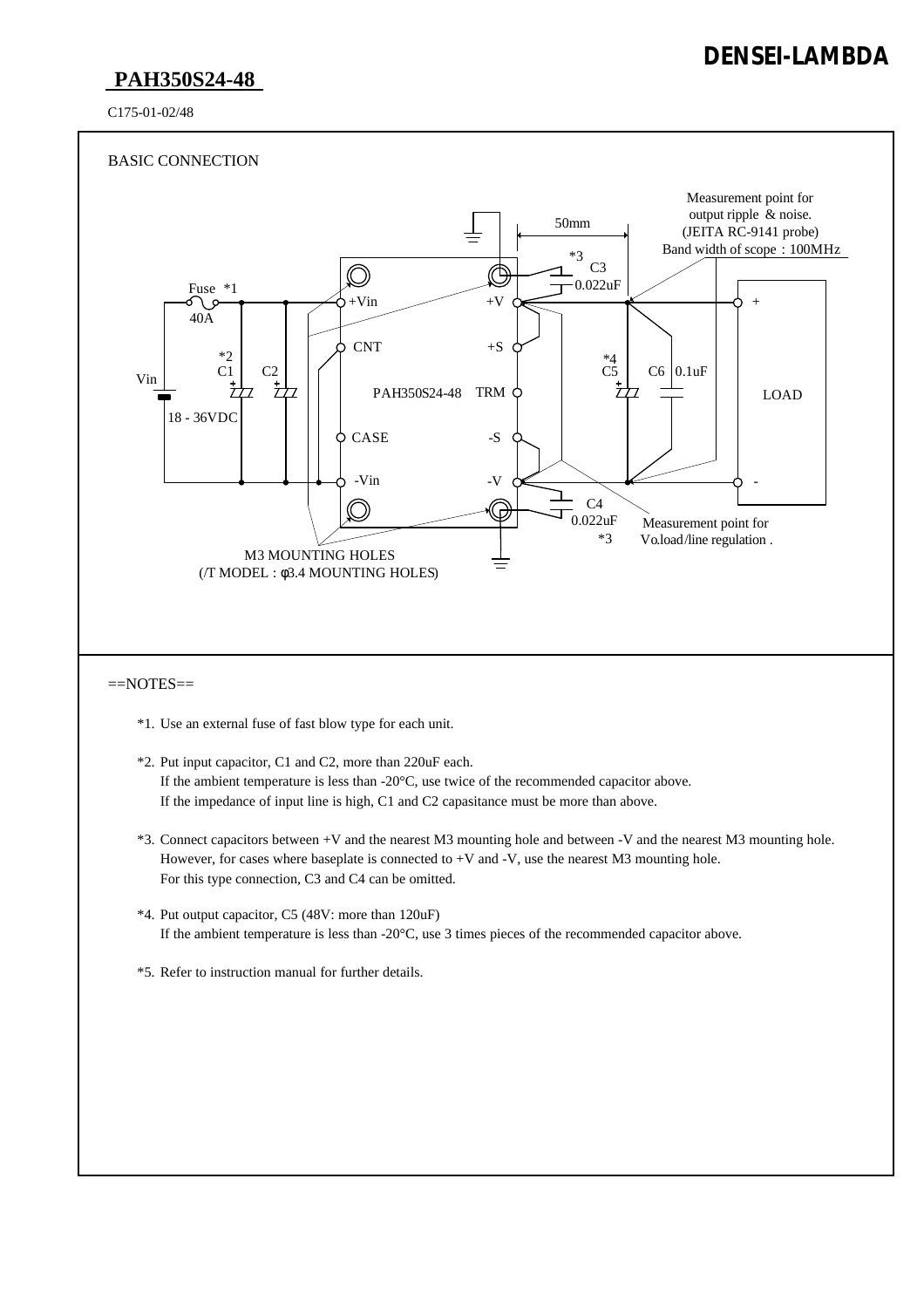# PAH350S24-48

C175-01-02/48

## BASIC CONNECTION

Measurement point for output ripple & noise. (JEITA RC-9141 probe) Band width of scope : 100MHz

50mm

*3 C3 0.022uF

Fuse *1 40A

+Vin

+V

CNT

+S

*2 C1

C2

Vin

18 - 36VDC

PAH350S24-48

TRM

*4 C5

C6 0.1uF

+

LOAD

-

CASE

-S

-Vin

-V

C4 0.022uF *3

Measurement point for Vo.load/line regulation .

M3 MOUNTING HOLES
(/T MODEL : φ3.4 MOUNTING HOLES)

## ==NOTES==

*1. Use an external fuse of fast blow type for each unit.

*2. Put input capacitor, C1 and C2, more than 220uF each.
If the ambient temperature is less than -20°C, use twice of the recommended capacitor above.
If the impedance of input line is high, C1 and C2 capasitance must be more than above.

*3. Connect capacitors between +V and the nearest M3 mounting hole and between -V and the nearest M3 mounting hole.
However, for cases where baseplate is connected to +V and -V, use the nearest M3 mounting hole.
For this type connection, C3 and C4 can be omitted.

*4. Put output capacitor, C5 (48V: more than 120uF)
If the ambient temperature is less than -20°C, use 3 times pieces of the recommended capacitor above.

*5. Refer to instruction manual for further details.